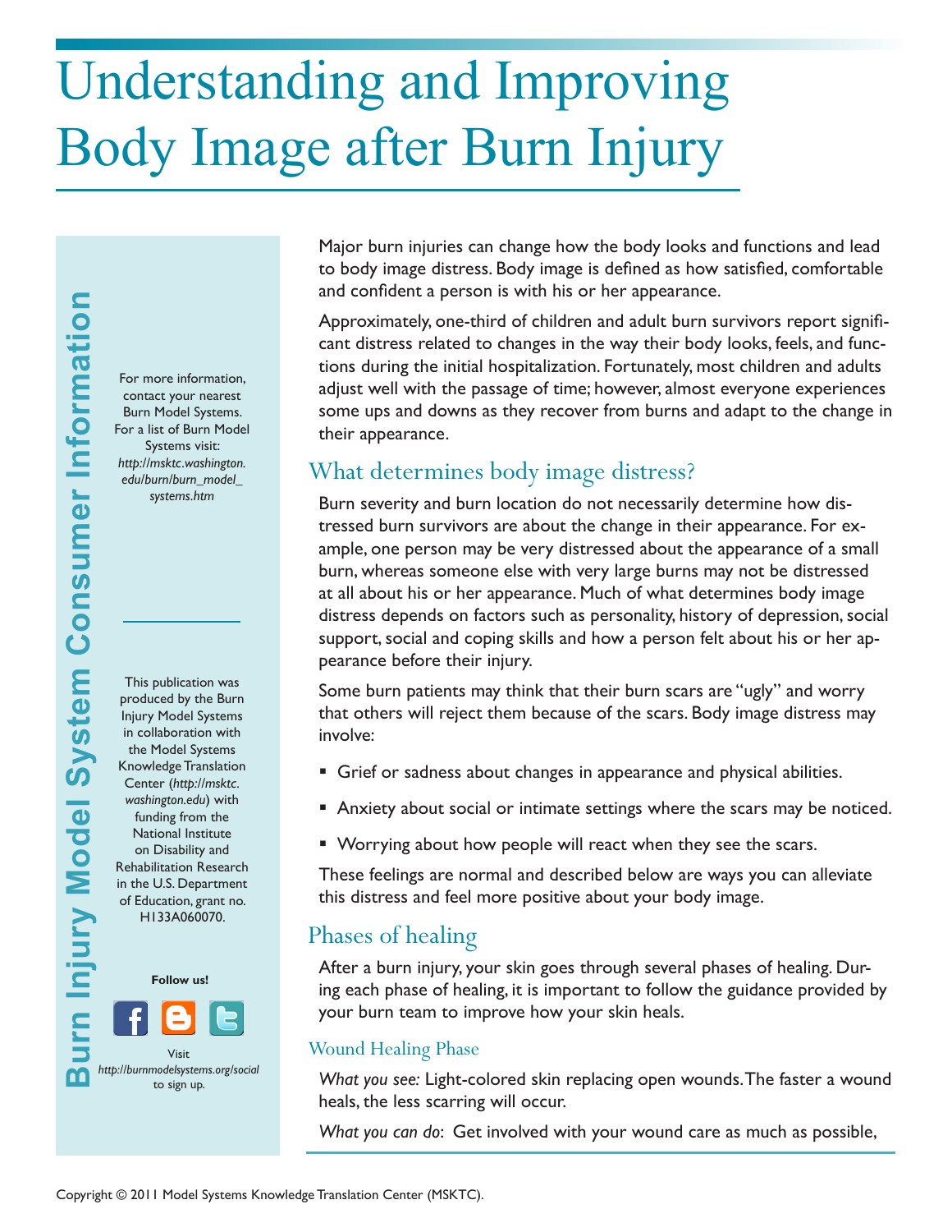# Understanding and Improving Body Image after Burn Injury

**Burn Injury Model System Consumer Information**

For more information, contact your nearest Burn Model Systems. For a list of Burn Model Systems visit: *http://msktc.washington.edu/burn/burn_model_systems.htm*

This publication was produced by the Burn Injury Model Systems in collaboration with the Model Systems Knowledge Translation Center (*http://msktc.washington.edu*) with funding from the National Institute on Disability and Rehabilitation Research in the U.S. Department of Education, grant no. H133A060070.

**Follow us!**

Visit *http://burnmodelsystems.org/social* to sign up.

Major burn injuries can change how the body looks and functions and lead to body image distress. Body image is defined as how satisfied, comfortable and confident a person is with his or her appearance.

Approximately, one-third of children and adult burn survivors report significant distress related to changes in the way their body looks, feels, and functions during the initial hospitalization. Fortunately, most children and adults adjust well with the passage of time; however, almost everyone experiences some ups and downs as they recover from burns and adapt to the change in their appearance.

## What determines body image distress?

Burn severity and burn location do not necessarily determine how distressed burn survivors are about the change in their appearance. For example, one person may be very distressed about the appearance of a small burn, whereas someone else with very large burns may not be distressed at all about his or her appearance. Much of what determines body image distress depends on factors such as personality, history of depression, social support, social and coping skills and how a person felt about his or her appearance before their injury.

Some burn patients may think that their burn scars are "ugly" and worry that others will reject them because of the scars. Body image distress may involve:

- Grief or sadness about changes in appearance and physical abilities.
- Anxiety about social or intimate settings where the scars may be noticed.
- Worrying about how people will react when they see the scars.

These feelings are normal and described below are ways you can alleviate this distress and feel more positive about your body image.

## Phases of healing

After a burn injury, your skin goes through several phases of healing. During each phase of healing, it is important to follow the guidance provided by your burn team to improve how your skin heals.

### Wound Healing Phase

*What you see:* Light-colored skin replacing open wounds. The faster a wound heals, the less scarring will occur.

*What you can do*: Get involved with your wound care as much as possible,

Copyright © 2011 Model Systems Knowledge Translation Center (MSKTC).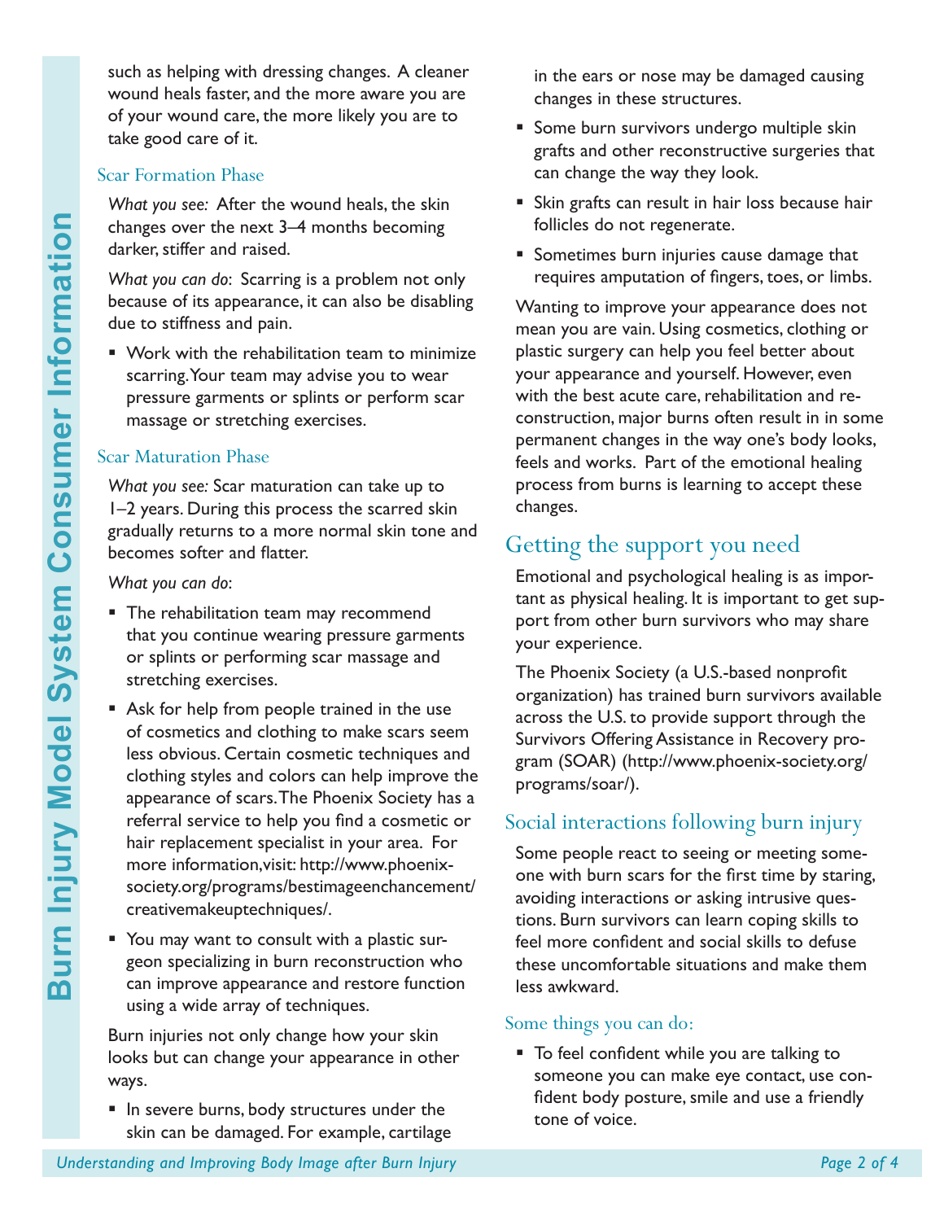such as helping with dressing changes. A cleaner wound heals faster, and the more aware you are of your wound care, the more likely you are to take good care of it.

### Scar Formation Phase

*What you see:* After the wound heals, the skin changes over the next 3–4 months becoming darker, stiffer and raised.

*What you can do*: Scarring is a problem not only because of its appearance, it can also be disabling due to stiffness and pain.

- Work with the rehabilitation team to minimize scarring. Your team may advise you to wear pressure garments or splints or perform scar massage or stretching exercises.

### Scar Maturation Phase

*What you see:* Scar maturation can take up to 1–2 years. During this process the scarred skin gradually returns to a more normal skin tone and becomes softer and flatter.

*What you can do*:

- The rehabilitation team may recommend that you continue wearing pressure garments or splints or performing scar massage and stretching exercises.
- Ask for help from people trained in the use of cosmetics and clothing to make scars seem less obvious. Certain cosmetic techniques and clothing styles and colors can help improve the appearance of scars. The Phoenix Society has a referral service to help you find a cosmetic or hair replacement specialist in your area. For more information, visit: http://www.phoenix-society.org/programs/bestimageenchancement/creativemakeuptechniques/.
- You may want to consult with a plastic surgeon specializing in burn reconstruction who can improve appearance and restore function using a wide array of techniques.

Burn injuries not only change how your skin looks but can change your appearance in other ways.

- In severe burns, body structures under the skin can be damaged. For example, cartilage in the ears or nose may be damaged causing changes in these structures.
- Some burn survivors undergo multiple skin grafts and other reconstructive surgeries that can change the way they look.
- Skin grafts can result in hair loss because hair follicles do not regenerate.
- Sometimes burn injuries cause damage that requires amputation of fingers, toes, or limbs.

Wanting to improve your appearance does not mean you are vain. Using cosmetics, clothing or plastic surgery can help you feel better about your appearance and yourself. However, even with the best acute care, rehabilitation and reconstruction, major burns often result in in some permanent changes in the way one's body looks, feels and works. Part of the emotional healing process from burns is learning to accept these changes.

## Getting the support you need

Emotional and psychological healing is as important as physical healing. It is important to get support from other burn survivors who may share your experience.

The Phoenix Society (a U.S.-based nonprofit organization) has trained burn survivors available across the U.S. to provide support through the Survivors Offering Assistance in Recovery program (SOAR) (http://www.phoenix-society.org/programs/soar/).

## Social interactions following burn injury

Some people react to seeing or meeting someone with burn scars for the first time by staring, avoiding interactions or asking intrusive questions. Burn survivors can learn coping skills to feel more confident and social skills to defuse these uncomfortable situations and make them less awkward.

### Some things you can do:

- To feel confident while you are talking to someone you can make eye contact, use confident body posture, smile and use a friendly tone of voice.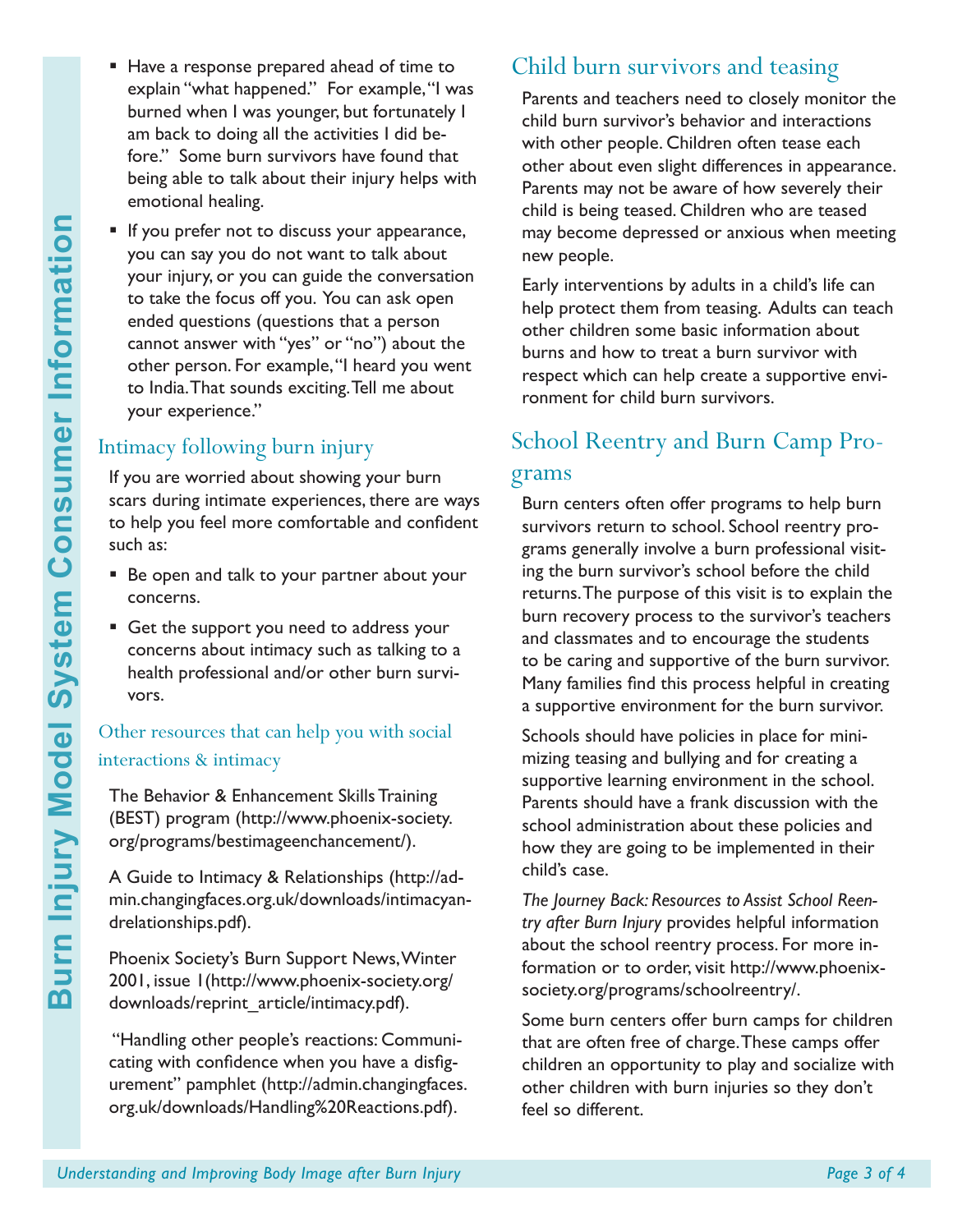- Have a response prepared ahead of time to explain "what happened." For example, "I was burned when I was younger, but fortunately I am back to doing all the activities I did before." Some burn survivors have found that being able to talk about their injury helps with emotional healing.
- If you prefer not to discuss your appearance, you can say you do not want to talk about your injury, or you can guide the conversation to take the focus off you. You can ask open ended questions (questions that a person cannot answer with "yes" or "no") about the other person. For example, "I heard you went to India. That sounds exciting. Tell me about your experience."

## Intimacy following burn injury

If you are worried about showing your burn scars during intimate experiences, there are ways to help you feel more comfortable and confident such as:

- Be open and talk to your partner about your concerns.
- Get the support you need to address your concerns about intimacy such as talking to a health professional and/or other burn survivors.

### Other resources that can help you with social interactions & intimacy

The Behavior & Enhancement Skills Training (BEST) program (http://www.phoenix-society.org/programs/bestimageenchancement/).

A Guide to Intimacy & Relationships (http://admin.changingfaces.org.uk/downloads/intimacyandrelationships.pdf).

Phoenix Society's Burn Support News, Winter 2001, issue 1(http://www.phoenix-society.org/downloads/reprint_article/intimacy.pdf).

"Handling other people's reactions: Communicating with confidence when you have a disfigurement" pamphlet (http://admin.changingfaces.org.uk/downloads/Handling%20Reactions.pdf).

## Child burn survivors and teasing

Parents and teachers need to closely monitor the child burn survivor's behavior and interactions with other people. Children often tease each other about even slight differences in appearance. Parents may not be aware of how severely their child is being teased. Children who are teased may become depressed or anxious when meeting new people.

Early interventions by adults in a child's life can help protect them from teasing. Adults can teach other children some basic information about burns and how to treat a burn survivor with respect which can help create a supportive environment for child burn survivors.

## School Reentry and Burn Camp Programs

Burn centers often offer programs to help burn survivors return to school. School reentry programs generally involve a burn professional visiting the burn survivor's school before the child returns. The purpose of this visit is to explain the burn recovery process to the survivor's teachers and classmates and to encourage the students to be caring and supportive of the burn survivor. Many families find this process helpful in creating a supportive environment for the burn survivor.

Schools should have policies in place for minimizing teasing and bullying and for creating a supportive learning environment in the school. Parents should have a frank discussion with the school administration about these policies and how they are going to be implemented in their child's case.

*The Journey Back: Resources to Assist School Reentry after Burn Injury* provides helpful information about the school reentry process. For more information or to order, visit http://www.phoenix-society.org/programs/schoolreentry/.

Some burn centers offer burn camps for children that are often free of charge. These camps offer children an opportunity to play and socialize with other children with burn injuries so they don't feel so different.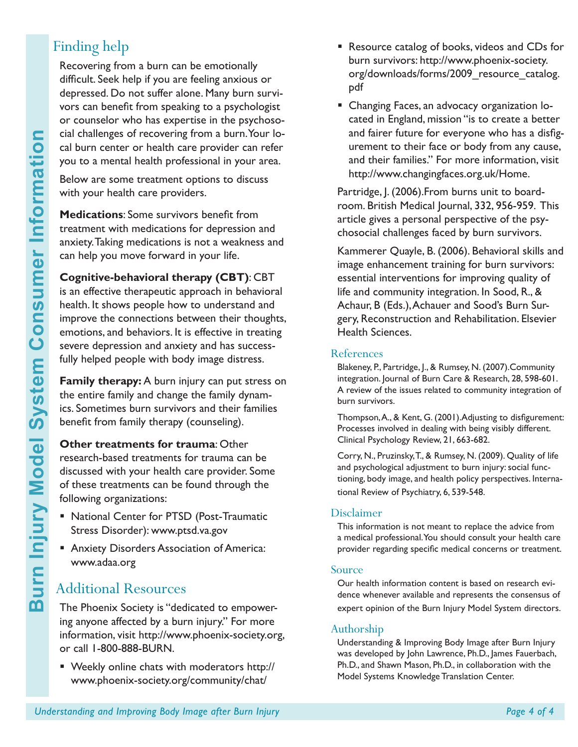## Finding help

Recovering from a burn can be emotionally difficult. Seek help if you are feeling anxious or depressed. Do not suffer alone. Many burn survivors can benefit from speaking to a psychologist or counselor who has expertise in the psychosocial challenges of recovering from a burn. Your local burn center or health care provider can refer you to a mental health professional in your area.

Below are some treatment options to discuss with your health care providers.

**Medications**: Some survivors benefit from treatment with medications for depression and anxiety. Taking medications is not a weakness and can help you move forward in your life.

**Cognitive-behavioral therapy (CBT)**: CBT is an effective therapeutic approach in behavioral health. It shows people how to understand and improve the connections between their thoughts, emotions, and behaviors. It is effective in treating severe depression and anxiety and has successfully helped people with body image distress.

**Family therapy:** A burn injury can put stress on the entire family and change the family dynamics. Sometimes burn survivors and their families benefit from family therapy (counseling).

**Other treatments for trauma**: Other research-based treatments for trauma can be discussed with your health care provider. Some of these treatments can be found through the following organizations:

- National Center for PTSD (Post-Traumatic Stress Disorder): www.ptsd.va.gov
- Anxiety Disorders Association of America: www.adaa.org

## Additional Resources

The Phoenix Society is "dedicated to empowering anyone affected by a burn injury." For more information, visit http://www.phoenix-society.org, or call 1-800-888-BURN.

- Weekly online chats with moderators http://www.phoenix-society.org/community/chat/
- Resource catalog of books, videos and CDs for burn survivors: http://www.phoenix-society.org/downloads/forms/2009_resource_catalog.pdf
- Changing Faces, an advocacy organization located in England, mission "is to create a better and fairer future for everyone who has a disfigurement to their face or body from any cause, and their families." For more information, visit http://www.changingfaces.org.uk/Home.

Partridge, J. (2006).From burns unit to boardroom. British Medical Journal, 332, 956-959. This article gives a personal perspective of the psychosocial challenges faced by burn survivors.

Kammerer Quayle, B. (2006). Behavioral skills and image enhancement training for burn survivors: essential interventions for improving quality of life and community integration. In Sood, R., & Achaur, B (Eds.), Achauer and Sood's Burn Surgery, Reconstruction and Rehabilitation. Elsevier Health Sciences.

## References

Blakeney, P., Partridge, J., & Rumsey, N. (2007).Community integration. Journal of Burn Care & Research, 28, 598-601. A review of the issues related to community integration of burn survivors.

Thompson, A., & Kent, G. (2001).Adjusting to disfigurement: Processes involved in dealing with being visibly different. Clinical Psychology Review, 21, 663-682.

Corry, N., Pruzinsky, T., & Rumsey, N. (2009). Quality of life and psychological adjustment to burn injury: social functioning, body image, and health policy perspectives. International Review of Psychiatry, 6, 539-548.

## Disclaimer

This information is not meant to replace the advice from a medical professional. You should consult your health care provider regarding specific medical concerns or treatment.

## Source

Our health information content is based on research evidence whenever available and represents the consensus of expert opinion of the Burn Injury Model System directors.

## Authorship

Understanding & Improving Body Image after Burn Injury was developed by John Lawrence, Ph.D., James Fauerbach, Ph.D., and Shawn Mason, Ph.D., in collaboration with the Model Systems Knowledge Translation Center.